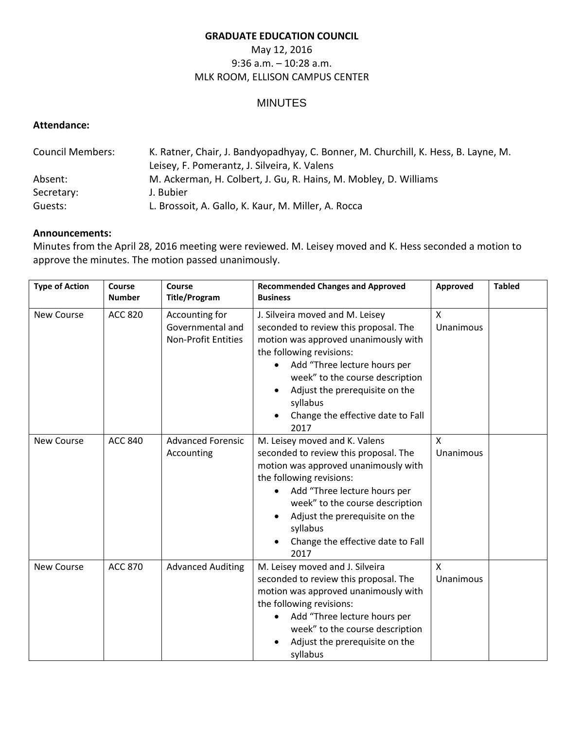# GRADUATE EDUCATION COUNCIL

May 12, 2016
9:36 a.m. – 10:28 a.m.
MLK ROOM, ELLISON CAMPUS CENTER

## MINUTES

**Attendance:**

Council Members: K. Ratner, Chair, J. Bandyopadhyay, C. Bonner, M. Churchill, K. Hess, B. Layne, M. Leisey, F. Pomerantz, J. Silveira, K. Valens
Absent: M. Ackerman, H. Colbert, J. Gu, R. Hains, M. Mobley, D. Williams
Secretary: J. Bubier
Guests: L. Brossoit, A. Gallo, K. Kaur, M. Miller, A. Rocca

**Announcements:**
Minutes from the April 28, 2016 meeting were reviewed. M. Leisey moved and K. Hess seconded a motion to approve the minutes. The motion passed unanimously.

| Type of Action | Course Number | Course Title/Program | Recommended Changes and Approved Business | Approved | Tabled |
|---|---|---|---|---|---|
| New Course | ACC 820 | Accounting for Governmental and Non-Profit Entities | J. Silveira moved and M. Leisey seconded to review this proposal. The motion was approved unanimously with the following revisions:<br>• Add "Three lecture hours per week" to the course description<br>• Adjust the prerequisite on the syllabus<br>• Change the effective date to Fall 2017 | X Unanimous | |
| New Course | ACC 840 | Advanced Forensic Accounting | M. Leisey moved and K. Valens seconded to review this proposal. The motion was approved unanimously with the following revisions:<br>• Add "Three lecture hours per week" to the course description<br>• Adjust the prerequisite on the syllabus<br>• Change the effective date to Fall 2017 | X Unanimous | |
| New Course | ACC 870 | Advanced Auditing | M. Leisey moved and J. Silveira seconded to review this proposal. The motion was approved unanimously with the following revisions:<br>• Add "Three lecture hours per week" to the course description<br>• Adjust the prerequisite on the syllabus | X Unanimous | |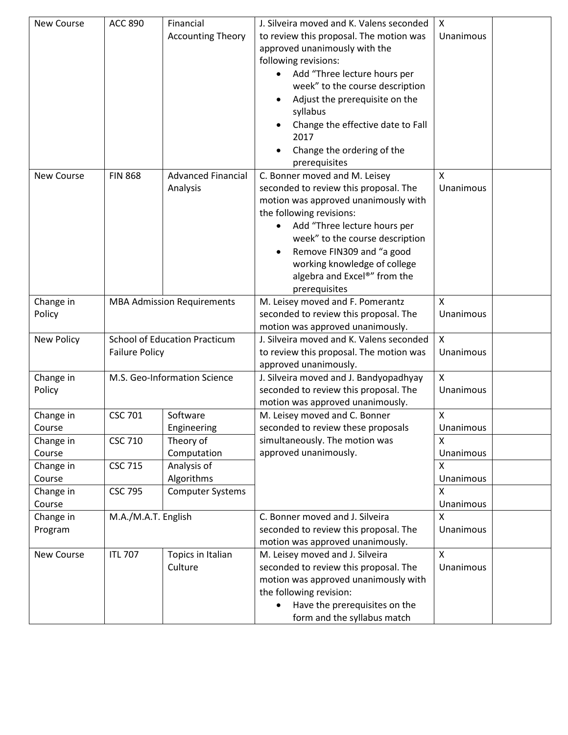| New Course | ACC 890 | Financial Accounting Theory | J. Silveira moved and K. Valens seconded to review this proposal. The motion was approved unanimously with the following revisions:<br>• Add "Three lecture hours per week" to the course description<br>• Adjust the prerequisite on the syllabus<br>• Change the effective date to Fall 2017<br>• Change the ordering of the prerequisites | X Unanimous | |
|---|---|---|---|---|---|
| New Course | FIN 868 | Advanced Financial Analysis | C. Bonner moved and M. Leisey seconded to review this proposal. The motion was approved unanimously with the following revisions:<br>• Add "Three lecture hours per week" to the course description<br>• Remove FIN309 and "a good working knowledge of college algebra and Excel®" from the prerequisites | X Unanimous | |
| Change in Policy | MBA Admission Requirements | | M. Leisey moved and F. Pomerantz seconded to review this proposal. The motion was approved unanimously. | X Unanimous | |
| New Policy | School of Education Practicum Failure Policy | | J. Silveira moved and K. Valens seconded to review this proposal. The motion was approved unanimously. | X Unanimous | |
| Change in Policy | M.S. Geo-Information Science | | J. Silveira moved and J. Bandyopadhyay seconded to review this proposal. The motion was approved unanimously. | X Unanimous | |
| Change in Course | CSC 701 | Software Engineering | M. Leisey moved and C. Bonner seconded to review these proposals simultaneously. The motion was approved unanimously. | X Unanimous | |
| Change in Course | CSC 710 | Theory of Computation | | X Unanimous | |
| Change in Course | CSC 715 | Analysis of Algorithms | | X Unanimous | |
| Change in Course | CSC 795 | Computer Systems | | X Unanimous | |
| Change in Program | M.A./M.A.T. English | | C. Bonner moved and J. Silveira seconded to review this proposal. The motion was approved unanimously. | X Unanimous | |
| New Course | ITL 707 | Topics in Italian Culture | M. Leisey moved and J. Silveira seconded to review this proposal. The motion was approved unanimously with the following revision:<br>• Have the prerequisites on the form and the syllabus match | X Unanimous | |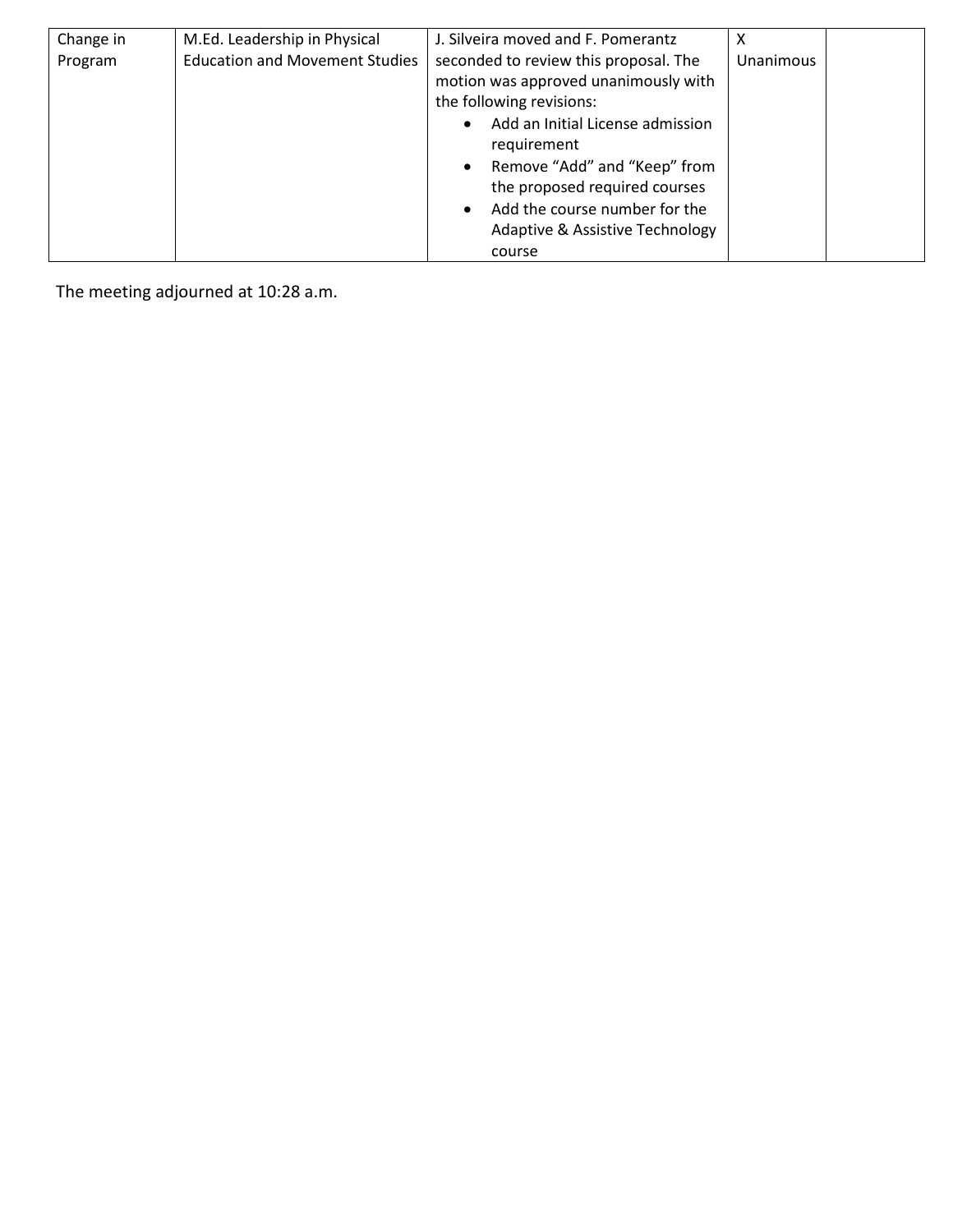| | | | | |
|---|---|---|---|---|
| Change in Program | M.Ed. Leadership in Physical Education and Movement Studies | J. Silveira moved and F. Pomerantz seconded to review this proposal. The motion was approved unanimously with the following revisions:<br>• Add an Initial License admission requirement<br>• Remove "Add" and "Keep" from the proposed required courses<br>• Add the course number for the Adaptive & Assistive Technology course | X Unanimous | |

The meeting adjourned at 10:28 a.m.